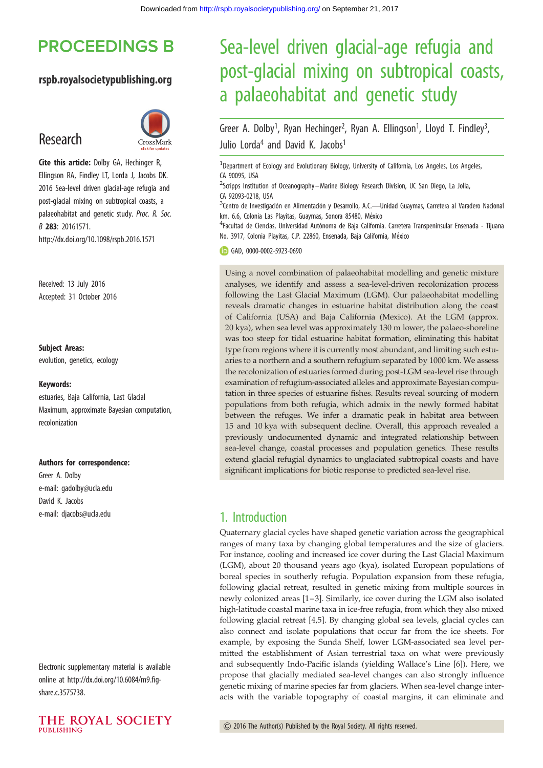# Sea-level driven glacial-age refugia and post-glacial mixing on subtropical coasts, a palaeohabitat and genetic study

Greer A. Dolby[1], Ryan Hechinger[2], Ryan A. Ellingson[1], Lloyd T. Findley[3], Julio Lorda[4] and David K. Jacobs[1]

[1]Department of Ecology and Evolutionary Biology, University of California, Los Angeles, Los Angeles, CA 90095, USA

[2]Scripps Institution of Oceanography–Marine Biology Research Division, UC San Diego, La Jolla, CA 92093-0218, USA

[3]Centro de Investigación en Alimentación y Desarrollo, A.C.—Unidad Guaymas, Carretera al Varadero Nacional km. 6.6, Colonia Las Playitas, Guaymas, Sonora 85480, México

[4]Facultad de Ciencias, Universidad Autónoma de Baja California. Carretera Transpeninsular Ensenada - Tijuana No. 3917, Colonia Playitas, C.P. 22860, Ensenada, Baja California, México

GAD, 0000-0002-5923-0690

PROCEEDINGS B

rspb.royalsocietypublishing.org

Research

**Cite this article:** Dolby GA, Hechinger R, Ellingson RA, Findley LT, Lorda J, Jacobs DK. 2016 Sea-level driven glacial-age refugia and post-glacial mixing on subtropical coasts, a palaeohabitat and genetic study. *Proc. R. Soc. B* **283**: 20161571. http://dx.doi.org/10.1098/rspb.2016.1571

Received: 13 July 2016
Accepted: 31 October 2016

**Subject Areas:**
evolution, genetics, ecology

**Keywords:**
estuaries, Baja California, Last Glacial Maximum, approximate Bayesian computation, recolonization

**Authors for correspondence:**
Greer A. Dolby
e-mail: gadolby@ucla.edu
David K. Jacobs
e-mail: djacobs@ucla.edu

Electronic supplementary material is available online at http://dx.doi.org/10.6084/m9.figshare.c.3575738.

Using a novel combination of palaeohabitat modelling and genetic mixture analyses, we identify and assess a sea-level-driven recolonization process following the Last Glacial Maximum (LGM). Our palaeohabitat modelling reveals dramatic changes in estuarine habitat distribution along the coast of California (USA) and Baja California (Mexico). At the LGM (approx. 20 kya), when sea level was approximately 130 m lower, the palaeo-shoreline was too steep for tidal estuarine habitat formation, eliminating this habitat type from regions where it is currently most abundant, and limiting such estuaries to a northern and a southern refugium separated by 1000 km. We assess the recolonization of estuaries formed during post-LGM sea-level rise through examination of refugium-associated alleles and approximate Bayesian computation in three species of estuarine fishes. Results reveal sourcing of modern populations from both refugia, which admix in the newly formed habitat between the refuges. We infer a dramatic peak in habitat area between 15 and 10 kya with subsequent decline. Overall, this approach revealed a previously undocumented dynamic and integrated relationship between sea-level change, coastal processes and population genetics. These results extend glacial refugial dynamics to unglaciated subtropical coasts and have significant implications for biotic response to predicted sea-level rise.

## 1. Introduction

Quaternary glacial cycles have shaped genetic variation across the geographical ranges of many taxa by changing global temperatures and the size of glaciers. For instance, cooling and increased ice cover during the Last Glacial Maximum (LGM), about 20 thousand years ago (kya), isolated European populations of boreal species in southerly refugia. Population expansion from these refugia, following glacial retreat, resulted in genetic mixing from multiple sources in newly colonized areas [1–3]. Similarly, ice cover during the LGM also isolated high-latitude coastal marine taxa in ice-free refugia, from which they also mixed following glacial retreat [4,5]. By changing global sea levels, glacial cycles can also connect and isolate populations that occur far from the ice sheets. For example, by exposing the Sunda Shelf, lower LGM-associated sea level permitted the establishment of Asian terrestrial taxa on what were previously and subsequently Indo-Pacific islands (yielding Wallace's Line [6]). Here, we propose that glacially mediated sea-level changes can also strongly influence genetic mixing of marine species far from glaciers. When sea-level change interacts with the variable topography of coastal margins, it can eliminate and

© 2016 The Author(s) Published by the Royal Society. All rights reserved.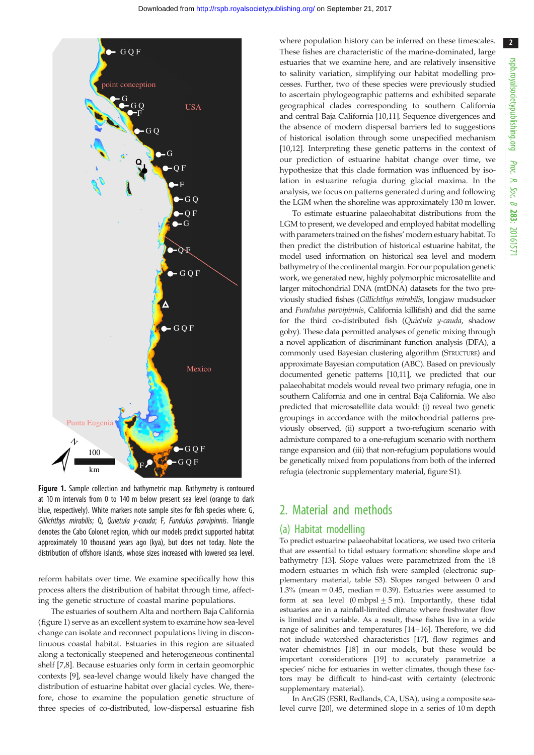**Figure 1.** Sample collection and bathymetric map. Bathymetry is contoured at 10 m intervals from 0 to 140 m below present sea level (orange to dark blue, respectively). White markers note sample sites for fish species where: G, *Gillichthys mirabilis*; Q, *Quietula y-cauda*; F, *Fundulus parvipinnis*. Triangle denotes the Cabo Colonet region, which our models predict supported habitat approximately 10 thousand years ago (kya), but does not today. Note the distribution of offshore islands, whose sizes increased with lowered sea level.

reform habitats over time. We examine specifically how this process alters the distribution of habitat through time, affecting the genetic structure of coastal marine populations.

The estuaries of southern Alta and northern Baja California (figure 1) serve as an excellent system to examine how sea-level change can isolate and reconnect populations living in discontinuous coastal habitat. Estuaries in this region are situated along a tectonically steepened and heterogeneous continental shelf [7,8]. Because estuaries only form in certain geomorphic contexts [9], sea-level change would likely have changed the distribution of estuarine habitat over glacial cycles. We, therefore, chose to examine the population genetic structure of three species of co-distributed, low-dispersal estuarine fish where population history can be inferred on these timescales. These fishes are characteristic of the marine-dominated, large estuaries that we examine here, and are relatively insensitive to salinity variation, simplifying our habitat modelling processes. Further, two of these species were previously studied to ascertain phylogeographic patterns and exhibited separate geographical clades corresponding to southern California and central Baja California [10,11]. Sequence divergences and the absence of modern dispersal barriers led to suggestions of historical isolation through some unspecified mechanism [10,12]. Interpreting these genetic patterns in the context of our prediction of estuarine habitat change over time, we hypothesize that this clade formation was influenced by isolation in estuarine refugia during glacial maxima. In the analysis, we focus on patterns generated during and following the LGM when the shoreline was approximately 130 m lower.

To estimate estuarine palaeohabitat distributions from the LGM to present, we developed and employed habitat modelling with parameters trained on the fishes' modern estuary habitat. To then predict the distribution of historical estuarine habitat, the model used information on historical sea level and modern bathymetry of the continental margin. For our population genetic work, we generated new, highly polymorphic microsatellite and larger mitochondrial DNA (mtDNA) datasets for the two previously studied fishes (*Gillichthys mirabilis*, longjaw mudsucker and *Fundulus parvipinnis*, California killifish) and did the same for the third co-distributed fish (*Quietula y-cauda*, shadow goby). These data permitted analyses of genetic mixing through a novel application of discriminant function analysis (DFA), a commonly used Bayesian clustering algorithm (STRUCTURE) and approximate Bayesian computation (ABC). Based on previously documented genetic patterns [10,11], we predicted that our palaeohabitat models would reveal two primary refugia, one in southern California and one in central Baja California. We also predicted that microsatellite data would: (i) reveal two genetic groupings in accordance with the mitochondrial patterns previously observed, (ii) support a two-refugium scenario with admixture compared to a one-refugium scenario with northern range expansion and (iii) that non-refugium populations would be genetically mixed from populations from both of the inferred refugia (electronic supplementary material, figure S1).

## 2. Material and methods

### (a) Habitat modelling

To predict estuarine palaeohabitat locations, we used two criteria that are essential to tidal estuary formation: shoreline slope and bathymetry [13]. Slope values were parametrized from the 18 modern estuaries in which fish were sampled (electronic supplementary material, table S3). Slopes ranged between 0 and 1.3% (mean = 0.45, median = 0.39). Estuaries were assumed to form at sea level (0 mbpsl ± 5 m). Importantly, these tidal estuaries are in a rainfall-limited climate where freshwater flow is limited and variable. As a result, these fishes live in a wide range of salinities and temperatures [14–16]. Therefore, we did not include watershed characteristics [17], flow regimes and water chemistries [18] in our models, but these would be important considerations [19] to accurately parametrize a species' niche for estuaries in wetter climates, though these factors may be difficult to hind-cast with certainty (electronic supplementary material).

In ArcGIS (ESRI, Redlands, CA, USA), using a composite sea-level curve [20], we determined slope in a series of 10 m depth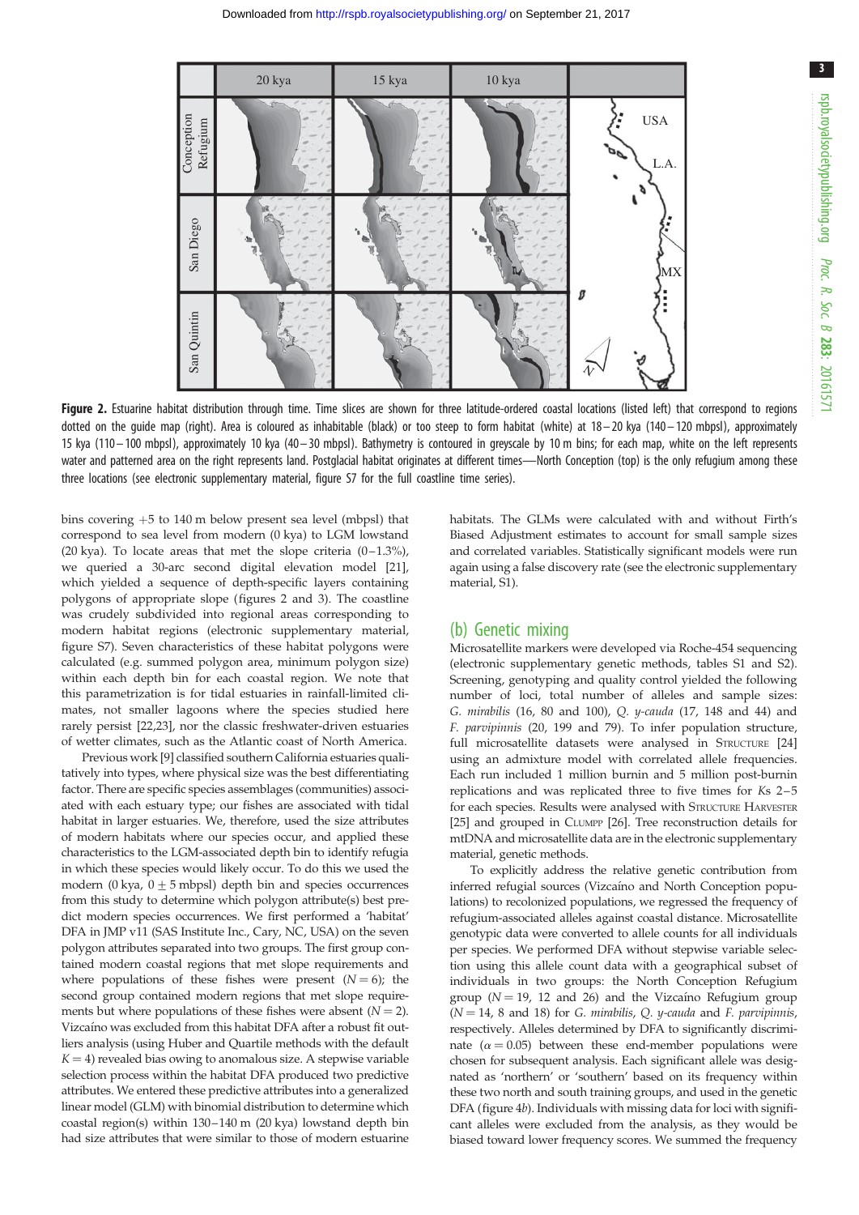Figure 2. Estuarine habitat distribution through time. Time slices are shown for three latitude-ordered coastal locations (listed left) that correspond to regions dotted on the guide map (right). Area is coloured as inhabitable (black) or too steep to form habitat (white) at 18–20 kya (140–120 mbpsl), approximately 15 kya (110–100 mbpsl), approximately 10 kya (40–30 mbpsl). Bathymetry is contoured in greyscale by 10 m bins; for each map, white on the left represents water and patterned area on the right represents land. Postglacial habitat originates at different times—North Conception (top) is the only refugium among these three locations (see electronic supplementary material, figure S7 for the full coastline time series).

bins covering +5 to 140 m below present sea level (mbpsl) that correspond to sea level from modern (0 kya) to LGM lowstand (20 kya). To locate areas that met the slope criteria (0–1.3%), we queried a 30-arc second digital elevation model [21], which yielded a sequence of depth-specific layers containing polygons of appropriate slope (figures 2 and 3). The coastline was crudely subdivided into regional areas corresponding to modern habitat regions (electronic supplementary material, figure S7). Seven characteristics of these habitat polygons were calculated (e.g. summed polygon area, minimum polygon size) within each depth bin for each coastal region. We note that this parametrization is for tidal estuaries in rainfall-limited climates, not smaller lagoons where the species studied here rarely persist [22,23], nor the classic freshwater-driven estuaries of wetter climates, such as the Atlantic coast of North America.

Previous work [9] classified southern California estuaries qualitatively into types, where physical size was the best differentiating factor. There are specific species assemblages (communities) associated with each estuary type; our fishes are associated with tidal habitat in larger estuaries. We, therefore, used the size attributes of modern habitats where our species occur, and applied these characteristics to the LGM-associated depth bin to identify refugia in which these species would likely occur. To do this we used the modern (0 kya, $0 \pm 5$ mbpsl) depth bin and species occurrences from this study to determine which polygon attribute(s) best predict modern species occurrences. We first performed a 'habitat' DFA in JMP v11 (SAS Institute Inc., Cary, NC, USA) on the seven polygon attributes separated into two groups. The first group contained modern coastal regions that met slope requirements and where populations of these fishes were present ($N = 6$); the second group contained modern regions that met slope requirements but where populations of these fishes were absent ($N = 2$). Vizcaíno was excluded from this habitat DFA after a robust fit outliers analysis (using Huber and Quartile methods with the default $K = 4$) revealed bias owing to anomalous size. A stepwise variable selection process within the habitat DFA produced two predictive attributes. We entered these predictive attributes into a generalized linear model (GLM) with binomial distribution to determine which coastal region(s) within 130–140 m (20 kya) lowstand depth bin had size attributes that were similar to those of modern estuarine habitats. The GLMs were calculated with and without Firth's Biased Adjustment estimates to account for small sample sizes and correlated variables. Statistically significant models were run again using a false discovery rate (see the electronic supplementary material, S1).

## (b) Genetic mixing

Microsatellite markers were developed via Roche-454 sequencing (electronic supplementary material, genetic methods, tables S1 and S2). Screening, genotyping and quality control yielded the following number of loci, total number of alleles and sample sizes: *G. mirabilis* (16, 80 and 100), *Q. y-cauda* (17, 148 and 44) and *F. parvipinnis* (20, 199 and 79). To infer population structure, full microsatellite datasets were analysed in STRUCTURE [24] using an admixture model with correlated allele frequencies. Each run included 1 million burnin and 5 million post-burnin replications and was replicated three to five times for *Ks* 2–5 for each species. Results were analysed with STRUCTURE HARVESTER [25] and grouped in CLUMPP [26]. Tree reconstruction details for mtDNA and microsatellite data are in the electronic supplementary material, genetic methods.

To explicitly address the relative genetic contribution from inferred refugial sources (Vizcaíno and North Conception populations) to recolonized populations, we regressed the frequency of refugium-associated alleles against coastal distance. Microsatellite genotypic data were converted to allele counts for all individuals per species. We performed DFA without stepwise variable selection using this allele count data with a geographical subset of individuals in two groups: the North Conception Refugium group ($N = 19$, 12 and 26) and the Vizcaíno Refugium group ($N = 14$, 8 and 18) for *G. mirabilis*, *Q. y-cauda* and *F. parvipinnis*, respectively. Alleles determined by DFA to significantly discriminate ($\alpha = 0.05$) between these end-member populations were chosen for subsequent analysis. Each significant allele was designated as 'northern' or 'southern' based on its frequency within these two north and south training groups, and used in the genetic DFA (figure 4*b*). Individuals with missing data for loci with significant alleles were excluded from the analysis, as they would be biased toward lower frequency scores. We summed the frequency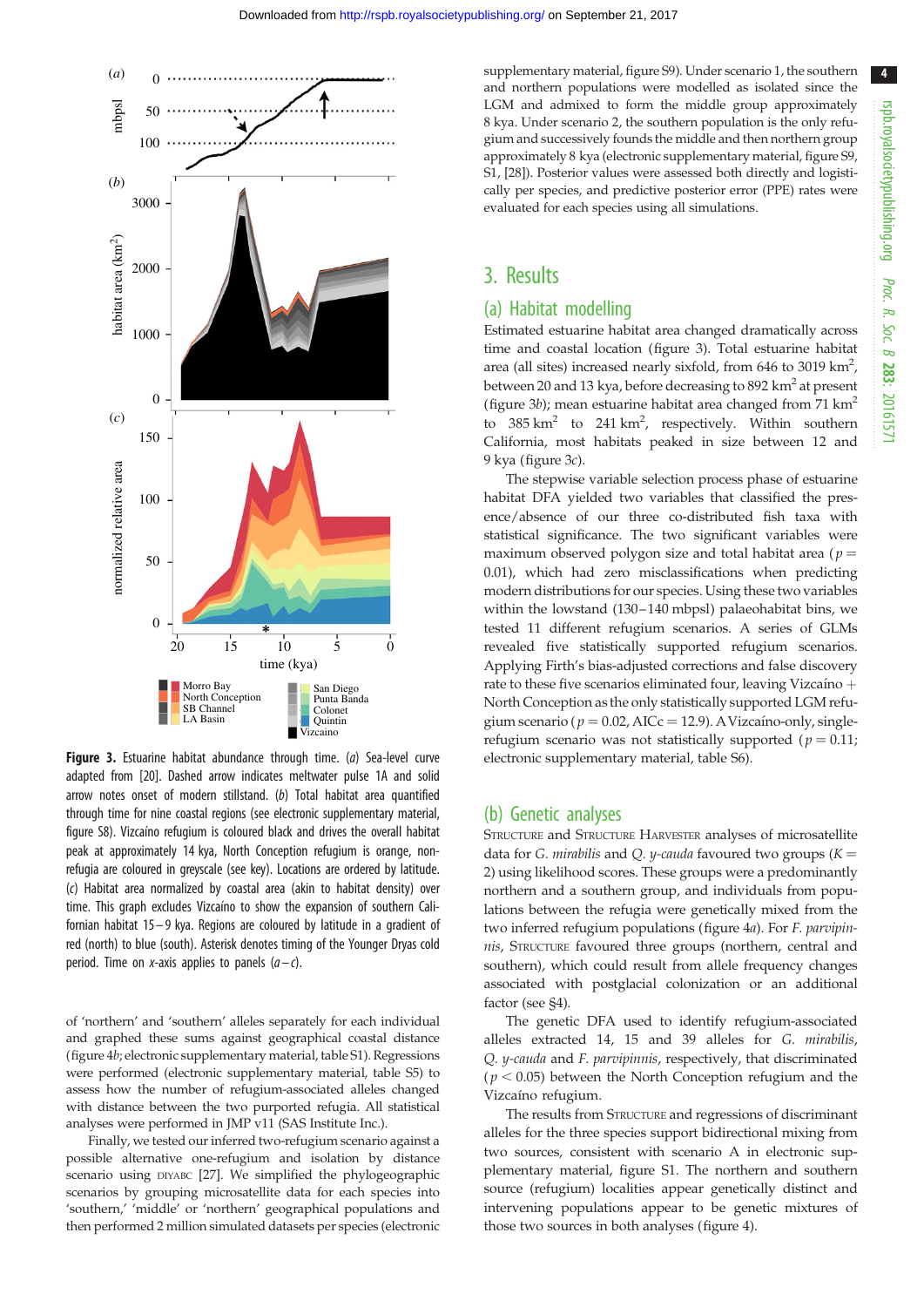**Figure 3.** Estuarine habitat abundance through time. (*a*) Sea-level curve adapted from [20]. Dashed arrow indicates meltwater pulse 1A and solid arrow notes onset of modern stillstand. (*b*) Total habitat area quantified through time for nine coastal regions (see electronic supplementary material, figure S8). Vizcaíno refugium is coloured black and drives the overall habitat peak at approximately 14 kya, North Conception refugium is orange, non-refugia are coloured in greyscale (see key). Locations are ordered by latitude. (*c*) Habitat area normalized by coastal area (akin to habitat density) over time. This graph excludes Vizcaíno to show the expansion of southern Californian habitat 15–9 kya. Regions are coloured by latitude in a gradient of red (north) to blue (south). Asterisk denotes timing of the Younger Dryas cold period. Time on *x*-axis applies to panels (*a*–*c*).

of 'northern' and 'southern' alleles separately for each individual and graphed these sums against geographical coastal distance (figure 4*b*; electronic supplementary material, table S1). Regressions were performed (electronic supplementary material, table S5) to assess how the number of refugium-associated alleles changed with distance between the two purported refugia. All statistical analyses were performed in JMP v11 (SAS Institute Inc.).

Finally, we tested our inferred two-refugium scenario against a possible alternative one-refugium and isolation by distance scenario using DIYABC [27]. We simplified the phylogeographic scenarios by grouping microsatellite data for each species into 'southern,' 'middle' or 'northern' geographical populations and then performed 2 million simulated datasets per species (electronic supplementary material, figure S9). Under scenario 1, the southern and northern populations were modelled as isolated since the LGM and admixed to form the middle group approximately 8 kya. Under scenario 2, the southern population is the only refugium and successively founds the middle and then northern group approximately 8 kya (electronic supplementary material, figure S9, S1, [28]). Posterior values were assessed both directly and logistically per species, and predictive posterior error (PPE) rates were evaluated for each species using all simulations.

## 3. Results

### (a) Habitat modelling

Estimated estuarine habitat area changed dramatically across time and coastal location (figure 3). Total estuarine habitat area (all sites) increased nearly sixfold, from 646 to 3019 km$^2$, between 20 and 13 kya, before decreasing to 892 km$^2$ at present (figure 3*b*); mean estuarine habitat area changed from 71 km$^2$ to 385 km$^2$ to 241 km$^2$, respectively. Within southern California, most habitats peaked in size between 12 and 9 kya (figure 3*c*).

The stepwise variable selection process phase of estuarine habitat DFA yielded two variables that classified the presence/absence of our three co-distributed fish taxa with statistical significance. The two significant variables were maximum observed polygon size and total habitat area ($p = 0.01$), which had zero misclassifications when predicting modern distributions for our species. Using these two variables within the lowstand (130–140 mbpsl) palaeohabitat bins, we tested 11 different refugium scenarios. A series of GLMs revealed five statistically supported refugium scenarios. Applying Firth's bias-adjusted corrections and false discovery rate to these five scenarios eliminated four, leaving Vizcaíno + North Conception as the only statistically supported LGM refugium scenario ($p = 0.02$, AICc = 12.9). A Vizcaíno-only, single-refugium scenario was not statistically supported ($p = 0.11$; electronic supplementary material, table S6).

### (b) Genetic analyses

STRUCTURE and STRUCTURE HARVESTER analyses of microsatellite data for *G. mirabilis* and *Q. y-cauda* favoured two groups ($K = 2$) using likelihood scores. These groups were a predominantly northern and a southern group, and individuals from populations between the refugia were genetically mixed from the two inferred refugium populations (figure 4*a*). For *F. parvipinnis*, STRUCTURE favoured three groups (northern, central and southern), which could result from allele frequency changes associated with postglacial colonization or an additional factor (see §4).

The genetic DFA used to identify refugium-associated alleles extracted 14, 15 and 39 alleles for *G. mirabilis*, *Q. y-cauda* and *F. parvipinnis*, respectively, that discriminated ($p < 0.05$) between the North Conception refugium and the Vizcaíno refugium.

The results from STRUCTURE and regressions of discriminant alleles for the three species support bidirectional mixing from two sources, consistent with scenario A in electronic supplementary material, figure S1. The northern and southern source (refugium) localities appear genetically distinct and intervening populations appear to be genetic mixtures of those two sources in both analyses (figure 4).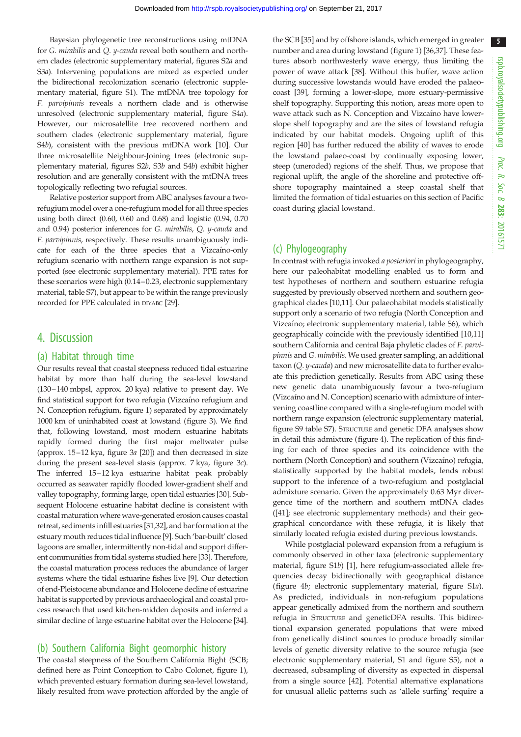Bayesian phylogenetic tree reconstructions using mtDNA for *G. mirabilis* and *Q. y-cauda* reveal both southern and northern clades (electronic supplementary material, figures S2*a* and S3*a*). Intervening populations are mixed as expected under the bidirectional recolonization scenario (electronic supplementary material, figure S1). The mtDNA tree topology for *F. parvipinnis* reveals a northern clade and is otherwise unresolved (electronic supplementary material, figure S4*a*). However, our microsatellite tree recovered northern and southern clades (electronic supplementary material, figure S4*b*), consistent with the previous mtDNA work [10]. Our three microsatellite Neighbour-Joining trees (electronic supplementary material, figures S2*b*, S3*b* and S4*b*) exhibit higher resolution and are generally consistent with the mtDNA trees topologically reflecting two refugial sources.

Relative posterior support from ABC analyses favour a two-refugium model over a one-refugium model for all three species using both direct (0.60, 0.60 and 0.68) and logistic (0.94, 0.70 and 0.94) posterior inferences for *G. mirabilis*, *Q. y-cauda* and *F. parvipinnis*, respectively. These results unambiguously indicate for each of the three species that a Vizcaíno-only refugium scenario with northern range expansion is not supported (see electronic supplementary material). PPE rates for these scenarios were high (0.14–0.23, electronic supplementary material, table S7), but appear to be within the range previously recorded for PPE calculated in DIYABC [29].

# 4. Discussion

## (a) Habitat through time

Our results reveal that coastal steepness reduced tidal estuarine habitat by more than half during the sea-level lowstand (130–140 mbpsl, approx. 20 kya) relative to present day. We find statistical support for two refugia (Vizcaíno refugium and N. Conception refugium, figure 1) separated by approximately 1000 km of uninhabited coast at lowstand (figure 3). We find that, following lowstand, most modern estuarine habitats rapidly formed during the first major meltwater pulse (approx. 15–12 kya, figure 3*a* [20]) and then decreased in size during the present sea-level stasis (approx. 7 kya, figure 3*c*). The inferred 15–12 kya estuarine habitat peak probably occurred as seawater rapidly flooded lower-gradient shelf and valley topography, forming large, open tidal estuaries [30]. Subsequent Holocene estuarine habitat decline is consistent with coastal maturation where wave-generated erosion causes coastal retreat, sediments infill estuaries [31,32], and bar formation at the estuary mouth reduces tidal influence [9]. Such 'bar-built' closed lagoons are smaller, intermittently non-tidal and support different communities from tidal systems studied here [33]. Therefore, the coastal maturation process reduces the abundance of larger systems where the tidal estuarine fishes live [9]. Our detection of end-Pleistocene abundance and Holocene decline of estuarine habitat is supported by previous archaeological and coastal process research that used kitchen-midden deposits and inferred a similar decline of large estuarine habitat over the Holocene [34].

## (b) Southern California Bight geomorphic history

The coastal steepness of the Southern California Bight (SCB; defined here as Point Conception to Cabo Colonet, figure 1), which prevented estuary formation during sea-level lowstand, likely resulted from wave protection afforded by the angle of the SCB [35] and by offshore islands, which emerged in greater number and area during lowstand (figure 1) [36,37]. These features absorb northwesterly wave energy, thus limiting the power of wave attack [38]. Without this buffer, wave action during successive lowstands would have eroded the palaeo-coast [39], forming a lower-slope, more estuary-permissive shelf topography. Supporting this notion, areas more open to wave attack such as N. Conception and Vizcaíno have lower-slope shelf topography and are the sites of lowstand refugia indicated by our habitat models. Ongoing uplift of this region [40] has further reduced the ability of waves to erode the lowstand palaeo-coast by continually exposing lower, steep (uneroded) regions of the shelf. Thus, we propose that regional uplift, the angle of the shoreline and protective offshore topography maintained a steep coastal shelf that limited the formation of tidal estuaries on this section of Pacific coast during glacial lowstand.

## (c) Phylogeography

In contrast with refugia invoked *a posteriori* in phylogeography, here our paleohabitat modelling enabled us to form and test hypotheses of northern and southern estuarine refugia suggested by previously observed northern and southern geographical clades [10,11]. Our palaeohabitat models statistically support only a scenario of two refugia (North Conception and Vizcaíno; electronic supplementary material, table S6), which geographically coincide with the previously identified [10,11] southern California and central Baja phyletic clades of *F. parvipinnis* and *G. mirabilis*. We used greater sampling, an additional taxon (*Q. y-cauda*) and new microsatellite data to further evaluate this prediction genetically. Results from ABC using these new genetic data unambiguously favour a two-refugium (Vizcaíno and N. Conception) scenario with admixture of intervening coastline compared with a single-refugium model with northern range expansion (electronic supplementary material, figure S9 table S7). STRUCTURE and genetic DFA analyses show in detail this admixture (figure 4). The replication of this finding for each of three species and its coincidence with the northern (North Conception) and southern (Vizcaíno) refugia, statistically supported by the habitat models, lends robust support to the inference of a two-refugium and postglacial admixture scenario. Given the approximately 0.63 Myr divergence time of the northern and southern mtDNA clades ([41]; see electronic supplementary methods) and their geographical concordance with these refugia, it is likely that similarly located refugia existed during previous lowstands.

While postglacial poleward expansion from a refugium is commonly observed in other taxa (electronic supplementary material, figure S1*b*) [1], here refugium-associated allele frequencies decay bidirectionally with geographical distance (figure 4*b*; electronic supplementary material, figure S1*a*). As predicted, individuals in non-refugium populations appear genetically admixed from the northern and southern refugia in STRUCTURE and geneticDFA results. This bidirectional expansion generated populations that were mixed from genetically distinct sources to produce broadly similar levels of genetic diversity relative to the source refugia (see electronic supplementary material, S1 and figure S5), not a decreased, subsampling of diversity as expected in dispersal from a single source [42]. Potential alternative explanations for unusual allelic patterns such as 'allele surfing' require a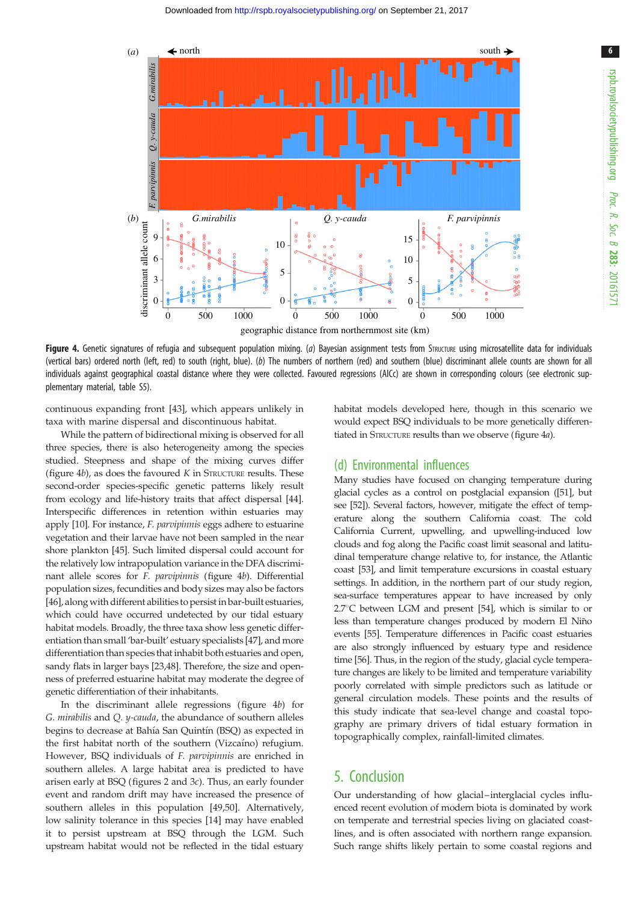**Figure 4.** Genetic signatures of refugia and subsequent population mixing. (*a*) Bayesian assignment tests from STRUCTURE using microsatellite data for individuals (vertical bars) ordered north (left, red) to south (right, blue). (*b*) The numbers of northern (red) and southern (blue) discriminant allele counts are shown for all individuals against geographical coastal distance where they were collected. Favoured regressions (AICc) are shown in corresponding colours (see electronic supplementary material, table S5).

continuous expanding front [43], which appears unlikely in taxa with marine dispersal and discontinuous habitat.

While the pattern of bidirectional mixing is observed for all three species, there is also heterogeneity among the species studied. Steepness and shape of the mixing curves differ (figure 4*b*), as does the favoured *K* in STRUCTURE results. These second-order species-specific genetic patterns likely result from ecology and life-history traits that affect dispersal [44]. Interspecific differences in retention within estuaries may apply [10]. For instance, *F. parvipinnis* eggs adhere to estuarine vegetation and their larvae have not been sampled in the near shore plankton [45]. Such limited dispersal could account for the relatively low intrapopulation variance in the DFA discriminant allele scores for *F. parvipinnis* (figure 4*b*). Differential population sizes, fecundities and body sizes may also be factors [46], along with different abilities to persist in bar-built estuaries, which could have occurred undetected by our tidal estuary habitat models. Broadly, the three taxa show less genetic differentiation than small 'bar-built' estuary specialists [47], and more differentiation than species that inhabit both estuaries and open, sandy flats in larger bays [23,48]. Therefore, the size and openness of preferred estuarine habitat may moderate the degree of genetic differentiation of their inhabitants.

In the discriminant allele regressions (figure 4*b*) for *G. mirabilis* and *Q. y-cauda*, the abundance of southern alleles begins to decrease at Bahía San Quintín (BSQ) as expected in the first habitat north of the southern (Vizcaíno) refugium. However, BSQ individuals of *F. parvipinnis* are enriched in southern alleles. A large habitat area is predicted to have arisen early at BSQ (figures 2 and 3*c*). Thus, an early founder event and random drift may have increased the presence of southern alleles in this population [49,50]. Alternatively, low salinity tolerance in this species [14] may have enabled it to persist upstream at BSQ through the LGM. Such upstream habitat would not be reflected in the tidal estuary habitat models developed here, though in this scenario we would expect BSQ individuals to be more genetically differentiated in STRUCTURE results than we observe (figure 4*a*).

## (d) Environmental influences

Many studies have focused on changing temperature during glacial cycles as a control on postglacial expansion ([51], but see [52]). Several factors, however, mitigate the effect of temperature along the southern California coast. The cold California Current, upwelling, and upwelling-induced low clouds and fog along the Pacific coast limit seasonal and latitudinal temperature change relative to, for instance, the Atlantic coast [53], and limit temperature excursions in coastal estuary settings. In addition, in the northern part of our study region, sea-surface temperatures appear to have increased by only 2.7°C between LGM and present [54], which is similar to or less than temperature changes produced by modern El Niño events [55]. Temperature differences in Pacific coast estuaries are also strongly influenced by estuary type and residence time [56]. Thus, in the region of the study, glacial cycle temperature changes are likely to be limited and temperature variability poorly correlated with simple predictors such as latitude or general circulation models. These points and the results of this study indicate that sea-level change and coastal topography are primary drivers of tidal estuary formation in topographically complex, rainfall-limited climates.

# 5. Conclusion

Our understanding of how glacial–interglacial cycles influenced recent evolution of modern biota is dominated by work on temperate and terrestrial species living on glaciated coastlines, and is often associated with northern range expansion. Such range shifts likely pertain to some coastal regions and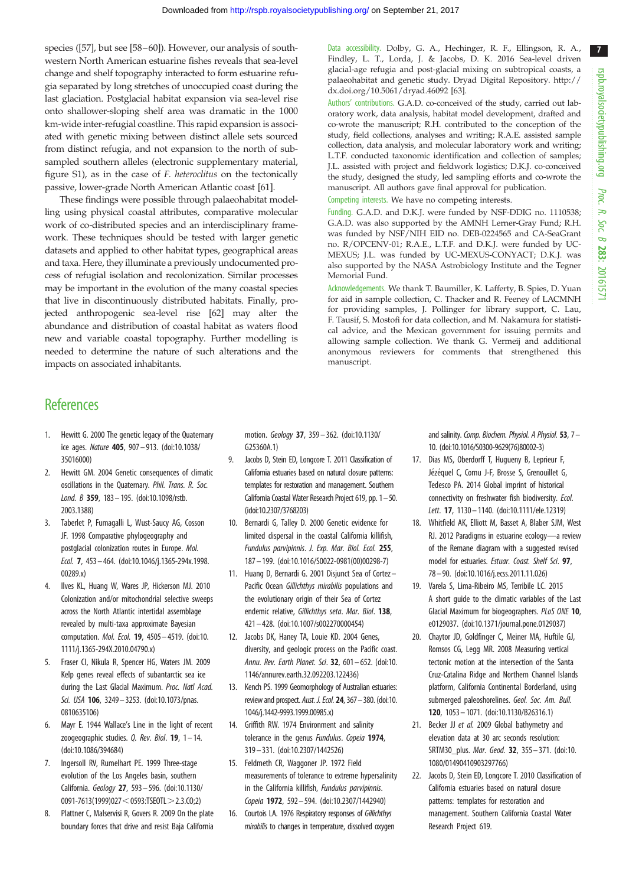species ([57], but see [58–60]). However, our analysis of southwestern North American estuarine fishes reveals that sea-level change and shelf topography interacted to form estuarine refugia separated by long stretches of unoccupied coast during the last glaciation. Postglacial habitat expansion via sea-level rise onto shallower-sloping shelf area was dramatic in the 1000 km-wide inter-refugial coastline. This rapid expansion is associated with genetic mixing between distinct allele sets sourced from distinct refugia, and not expansion to the north of sub-sampled southern alleles (electronic supplementary material, figure S1), as in the case of *F. heteroclitus* on the tectonically passive, lower-grade North American Atlantic coast [61].

These findings were possible through palaeohabitat modelling using physical coastal attributes, comparative molecular work of co-distributed species and an interdisciplinary framework. These techniques should be tested with larger genetic datasets and applied to other habitat types, geographical areas and taxa. Here, they illuminate a previously undocumented process of refugial isolation and recolonization. Similar processes may be important in the evolution of the many coastal species that live in discontinuously distributed habitats. Finally, projected anthropogenic sea-level rise [62] may alter the abundance and distribution of coastal habitat as waters flood new and variable coastal topography. Further modelling is needed to determine the nature of such alterations and the impacts on associated inhabitants.

Data accessibility. Dolby, G. A., Hechinger, R. F., Ellingson, R. A., Findley, L. T., Lorda, J. & Jacobs, D. K. 2016 Sea-level driven glacial-age refugia and post-glacial mixing on subtropical coasts, a palaeohabitat and genetic study. Dryad Digital Repository. http://dx.doi.org/10.5061/dryad.46092 [63].

Authors' contributions. G.A.D. co-conceived of the study, carried out laboratory work, data analysis, habitat model development, drafted and co-wrote the manuscript; R.H. contributed to the conception of the study, field collections, analyses and writing; R.A.E. assisted sample collection, data analysis, and molecular laboratory work and writing; L.T.F. conducted taxonomic identification and collection of samples; J.L. assisted with project and fieldwork logistics; D.K.J. co-conceived the study, designed the study, led sampling efforts and co-wrote the manuscript. All authors gave final approval for publication.

Competing interests. We have no competing interests.

Funding. G.A.D. and D.K.J. were funded by NSF-DDIG no. 1110538; G.A.D. was also supported by the AMNH Lerner-Gray Fund; R.H. was funded by NSF/NIH EID no. DEB-0224565 and CA-SeaGrant no. R/OPCENV-01; R.A.E., L.T.F. and D.K.J. were funded by UC-MEXUS; J.L. was funded by UC-MEXUS-CONYACT; D.K.J. was also supported by the NASA Astrobiology Institute and the Tegner Memorial Fund.

Acknowledgements. We thank T. Baumiller, K. Lafferty, B. Spies, D. Yuan for aid in sample collection, C. Thacker and R. Feeney of LACMNH for providing samples, J. Pollinger for library support, C. Lau, F. Tausif, S. Mostofi for data collection, and M. Nakamura for statistical advice, and the Mexican government for issuing permits and allowing sample collection. We thank G. Vermeij and additional anonymous reviewers for comments that strengthened this manuscript.

## References

1. Hewitt G. 2000 The genetic legacy of the Quaternary ice ages. *Nature* **405**, 907–913. (doi:10.1038/35016000)
2. Hewitt GM. 2004 Genetic consequences of climatic oscillations in the Quaternary. *Phil. Trans. R. Soc. Lond. B* **359**, 183–195. (doi:10.1098/rstb.2003.1388)
3. Taberlet P, Fumagalli L, Wust-Saucy AG, Cosson JF. 1998 Comparative phylogeography and postglacial colonization routes in Europe. *Mol. Ecol.* **7**, 453–464. (doi:10.1046/j.1365-294x.1998.00289.x)
4. Ilves KL, Huang W, Wares JP, Hickerson MJ. 2010 Colonization and/or mitochondrial selective sweeps across the North Atlantic intertidal assemblage revealed by multi-taxa approximate Bayesian computation. *Mol. Ecol.* **19**, 4505–4519. (doi:10.1111/j.1365-294X.2010.04790.x)
5. Fraser CI, Nikula R, Spencer HG, Waters JM. 2009 Kelp genes reveal effects of subantarctic sea ice during the Last Glacial Maximum. *Proc. Natl Acad. Sci. USA* **106**, 3249–3253. (doi:10.1073/pnas.0810635106)
6. Mayr E. 1944 Wallace's Line in the light of recent zoogeographic studies. *Q. Rev. Biol.* **19**, 1–14. (doi:10.1086/394684)
7. Ingersoll RV, Rumelhart PE. 1999 Three-stage evolution of the Los Angeles basin, southern California. *Geology* **27**, 593–596. (doi:10.1130/0091-7613(1999)027<0593:TSEOTL>2.3.CO;2)
8. Plattner C, Malservisi R, Govers R. 2009 On the plate boundary forces that drive and resist Baja California motion. *Geology* **37**, 359–362. (doi:10.1130/G25360A.1)
9. Jacobs D, Stein ED, Longcore T. 2011 Classification of California estuaries based on natural closure patterns: templates for restoration and management. Southern California Coastal Water Research Project 619, pp. 1–50. (idoi:10.2307/3768203)
10. Bernardi G, Talley D. 2000 Genetic evidence for limited dispersal in the coastal California killifish, *Fundulus parvipinnis*. *J. Exp. Mar. Biol. Ecol.* **255**, 187–199. (doi:10.1016/S0022-0981(00)00298-7)
11. Huang D, Bernardi G. 2001 Disjunct Sea of Cortez–Pacific Ocean *Gillichthys mirabilis* populations and the evolutionary origin of their Sea of Cortez endemic relative, *Gillichthys seta*. *Mar. Biol.* **138**, 421–428. (doi:10.1007/s002270000454)
12. Jacobs DK, Haney TA, Louie KD. 2004 Genes, diversity, and geologic process on the Pacific coast. *Annu. Rev. Earth Planet. Sci.* **32**, 601–652. (doi:10.1146/annurev.earth.32.092203.122436)
13. Kench PS. 1999 Geomorphology of Australian estuaries: review and prospect. *Aust. J. Ecol.* **24**, 367–380. (doi:10.1046/j.1442-9993.1999.00985.x)
14. Griffith RW. 1974 Environment and salinity tolerance in the genus *Fundulus*. *Copeia* **1974**, 319–331. (doi:10.2307/1442526)
15. Feldmeth CR, Waggoner JP. 1972 Field measurements of tolerance to extreme hypersalinity in the California killifish, *Fundulus parvipinnis*. *Copeia* **1972**, 592–594. (doi:10.2307/1442940)
16. Courtois LA. 1976 Respiratory responses of *Gillichthys mirabilis* to changes in temperature, dissolved oxygen and salinity. *Comp. Biochem. Physiol. A Physiol.* **53**, 7–10. (doi:10.1016/S0300-9629(76)80002-3)
17. Dias MS, Oberdorff T, Hugueny B, Leprieur F, Jézéquel C, Cornu J-F, Brosse S, Grenouillet G, Tedesco PA. 2014 Global imprint of historical connectivity on freshwater fish biodiversity. *Ecol. Lett.* **17**, 1130–1140. (doi:10.1111/ele.12319)
18. Whitfield AK, Elliott M, Basset A, Blaber SJM, West RJ. 2012 Paradigms in estuarine ecology—a review of the Remane diagram with a suggested revised model for estuaries. *Estuar. Coast. Shelf Sci.* **97**, 78–90. (doi:10.1016/j.ecss.2011.11.026)
19. Varela S, Lima-Ribeiro MS, Terribile LC. 2015 A short guide to the climatic variables of the Last Glacial Maximum for biogeographers. *PLoS ONE* **10**, e0129037. (doi:10.1371/journal.pone.0129037)
20. Chaytor JD, Goldfinger C, Meiner MA, Huftile GJ, Romsos CG, Legg MR. 2008 Measuring vertical tectonic motion at the intersection of the Santa Cruz-Catalina Ridge and Northern Channel Islands platform, California Continental Borderland, using submerged paleoshorelines. *Geol. Soc. Am. Bull.* **120**, 1053–1071. (doi:10.1130/B26316.1)
21. Becker JJ *et al.* 2009 Global bathymetry and elevation data at 30 arc seconds resolution: SRTM30_plus. *Mar. Geod.* **32**, 355–371. (doi:10.1080/01490410903297766)
22. Jacobs D, Stein ED, Longcore T. 2010 Classification of California estuaries based on natural closure patterns: templates for restoration and management. Southern California Coastal Water Research Project 619.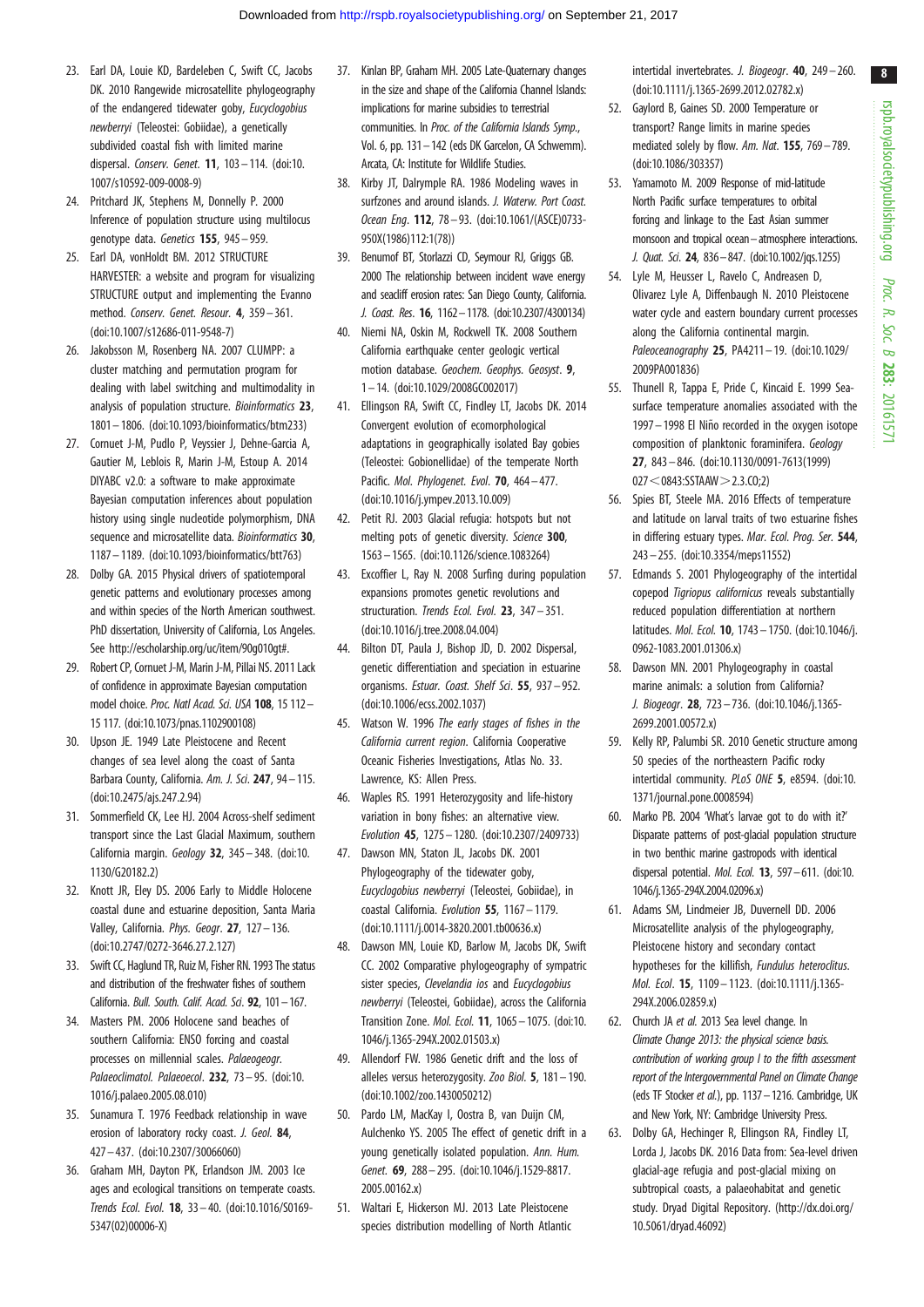23. Earl DA, Louie KD, Bardeleben C, Swift CC, Jacobs DK. 2010 Rangewide microsatellite phylogeography of the endangered tidewater goby, *Eucyclogobius newberryi* (Teleostei: Gobiidae), a genetically subdivided coastal fish with limited marine dispersal. *Conserv. Genet.* **11**, 103–114. (doi:10.1007/s10592-009-0008-9)

24. Pritchard JK, Stephens M, Donnelly P. 2000 Inference of population structure using multilocus genotype data. *Genetics* **155**, 945–959.

25. Earl DA, vonHoldt BM. 2012 STRUCTURE HARVESTER: a website and program for visualizing STRUCTURE output and implementing the Evanno method. *Conserv. Genet. Resour.* **4**, 359–361. (doi:10.1007/s12686-011-9548-7)

26. Jakobsson M, Rosenberg NA. 2007 CLUMPP: a cluster matching and permutation program for dealing with label switching and multimodality in analysis of population structure. *Bioinformatics* **23**, 1801–1806. (doi:10.1093/bioinformatics/btm233)

27. Cornuet J-M, Pudlo P, Veyssier J, Dehne-Garcia A, Gautier M, Leblois R, Marin J-M, Estoup A. 2014 DIYABC v2.0: a software to make approximate Bayesian computation inferences about population history using single nucleotide polymorphism, DNA sequence and microsatellite data. *Bioinformatics* **30**, 1187–1189. (doi:10.1093/bioinformatics/btt763)

28. Dolby GA. 2015 Physical drivers of spatiotemporal genetic patterns and evolutionary processes among and within species of the North American southwest. PhD dissertation, University of California, Los Angeles. See http://escholarship.org/uc/item/90g010gt#.

29. Robert CP, Cornuet J-M, Marin J-M, Pillai NS. 2011 Lack of confidence in approximate Bayesian computation model choice. *Proc. Natl Acad. Sci. USA* **108**, 15 112–15 117. (doi:10.1073/pnas.1102900108)

30. Upson JE. 1949 Late Pleistocene and Recent changes of sea level along the coast of Santa Barbara County, California. *Am. J. Sci.* **247**, 94–115. (doi:10.2475/ajs.247.2.94)

31. Sommerfield CK, Lee HJ. 2004 Across-shelf sediment transport since the Last Glacial Maximum, southern California margin. *Geology* **32**, 345–348. (doi:10.1130/G20182.2)

32. Knott JR, Eley DS. 2006 Early to Middle Holocene coastal dune and estuarine deposition, Santa Maria Valley, California. *Phys. Geogr.* **27**, 127–136. (doi:10.2747/0272-3646.27.2.127)

33. Swift CC, Haglund TR, Ruiz M, Fisher RN. 1993 The status and distribution of the freshwater fishes of southern California. *Bull. South. Calif. Acad. Sci.* **92**, 101–167.

34. Masters PM. 2006 Holocene sand beaches of southern California: ENSO forcing and coastal processes on millennial scales. *Palaeogeogr. Palaeoclimatol. Palaeoecol.* **232**, 73–95. (doi:10.1016/j.palaeo.2005.08.010)

35. Sunamura T. 1976 Feedback relationship in wave erosion of laboratory rocky coast. *J. Geol.* **84**, 427–437. (doi:10.2307/30066060)

36. Graham MH, Dayton PK, Erlandson JM. 2003 Ice ages and ecological transitions on temperate coasts. *Trends Ecol. Evol.* **18**, 33–40. (doi:10.1016/S0169-5347(02)00006-X)

37. Kinlan BP, Graham MH. 2005 Late-Quaternary changes in the size and shape of the California Channel Islands: implications for marine subsidies to terrestrial communities. In *Proc. of the California Islands Symp.*, Vol. 6, pp. 131–142 (eds DK Garcelon, CA Schwemm). Arcata, CA: Institute for Wildlife Studies.

38. Kirby JT, Dalrymple RA. 1986 Modeling waves in surfzones and around islands. *J. Waterw. Port Coast. Ocean Eng.* **112**, 78–93. (doi:10.1061/(ASCE)0733-950X(1986)112:1(78))

39. Benumof BT, Storlazzi CD, Seymour RJ, Griggs GB. 2000 The relationship between incident wave energy and seacliff erosion rates: San Diego County, California. *J. Coast. Res.* **16**, 1162–1178. (doi:10.2307/4300134)

40. Niemi NA, Oskin M, Rockwell TK. 2008 Southern California earthquake center geologic vertical motion database. *Geochem. Geophys. Geosyst.* **9**, 1–14. (doi:10.1029/2008GC002017)

41. Ellingson RA, Swift CC, Findley LT, Jacobs DK. 2014 Convergent evolution of ecomorphological adaptations in geographically isolated Bay gobies (Teleostei: Gobionellidae) of the temperate North Pacific. *Mol. Phylogenet. Evol.* **70**, 464–477. (doi:10.1016/j.ympev.2013.10.009)

42. Petit RJ. 2003 Glacial refugia: hotspots but not melting pots of genetic diversity. *Science* **300**, 1563–1565. (doi:10.1126/science.1083264)

43. Excoffier L, Ray N. 2008 Surfing during population expansions promotes genetic revolutions and structuration. *Trends Ecol. Evol.* **23**, 347–351. (doi:10.1016/j.tree.2008.04.004)

44. Bilton DT, Paula J, Bishop JD, D. 2002 Dispersal, genetic differentiation and speciation in estuarine organisms. *Estuar. Coast. Shelf Sci.* **55**, 937–952. (doi:10.1006/ecss.2002.1037)

45. Watson W. 1996 *The early stages of fishes in the California current region*. California Cooperative Oceanic Fisheries Investigations, Atlas No. 33. Lawrence, KS: Allen Press.

46. Waples RS. 1991 Heterozygosity and life-history variation in bony fishes: an alternative view. *Evolution* **45**, 1275–1280. (doi:10.2307/2409733)

47. Dawson MN, Staton JL, Jacobs DK. 2001 Phylogeography of the tidewater goby, *Eucyclogobius newberryi* (Teleostei, Gobiidae), in coastal California. *Evolution* **55**, 1167–1179. (doi:10.1111/j.0014-3820.2001.tb00636.x)

48. Dawson MN, Louie KD, Barlow M, Jacobs DK, Swift CC. 2002 Comparative phylogeography of sympatric sister species, *Clevelandia ios* and *Eucyclogobius newberryi* (Teleostei, Gobiidae), across the California Transition Zone. *Mol. Ecol.* **11**, 1065–1075. (doi:10.1046/j.1365-294X.2002.01503.x)

49. Allendorf FW. 1986 Genetic drift and the loss of alleles versus heterozygosity. *Zoo Biol.* **5**, 181–190. (doi:10.1002/zoo.1430050212)

50. Pardo LM, MacKay I, Oostra B, van Duijn CM, Aulchenko YS. 2005 The effect of genetic drift in a young genetically isolated population. *Ann. Hum. Genet.* **69**, 288–295. (doi:10.1046/j.1529-8817.2005.00162.x)

51. Waltari E, Hickerson MJ. 2013 Late Pleistocene species distribution modelling of North Atlantic intertidal invertebrates. *J. Biogeogr.* **40**, 249–260. (doi:10.1111/j.1365-2699.2012.02782.x)

52. Gaylord B, Gaines SD. 2000 Temperature or transport? Range limits in marine species mediated solely by flow. *Am. Nat.* **155**, 769–789. (doi:10.1086/303357)

53. Yamamoto M. 2009 Response of mid-latitude North Pacific surface temperatures to orbital forcing and linkage to the East Asian summer monsoon and tropical ocean–atmosphere interactions. *J. Quat. Sci.* **24**, 836–847. (doi:10.1002/jqs.1255)

54. Lyle M, Heusser L, Ravelo C, Andreasen D, Olivarez Lyle A, Diffenbaugh N. 2010 Pleistocene water cycle and eastern boundary current processes along the California continental margin. *Paleoceanography* **25**, PA4211–19. (doi:10.1029/2009PA001836)

55. Thunell R, Tappa E, Pride C, Kincaid E. 1999 Sea-surface temperature anomalies associated with the 1997–1998 El Niño recorded in the oxygen isotope composition of planktonic foraminifera. *Geology* **27**, 843–846. (doi:10.1130/0091-7613(1999)027<0843:SSTAAW>2.3.CO;2)

56. Spies BT, Steele MA. 2016 Effects of temperature and latitude on larval traits of two estuarine fishes in differing estuary types. *Mar. Ecol. Prog. Ser.* **544**, 243–255. (doi:10.3354/meps11552)

57. Edmands S. 2001 Phylogeography of the intertidal copepod *Tigriopus californicus* reveals substantially reduced population differentiation at northern latitudes. *Mol. Ecol.* **10**, 1743–1750. (doi:10.1046/j.0962-1083.2001.01306.x)

58. Dawson MN. 2001 Phylogeography in coastal marine animals: a solution from California? *J. Biogeogr.* **28**, 723–736. (doi:10.1046/j.1365-2699.2001.00572.x)

59. Kelly RP, Palumbi SR. 2010 Genetic structure among 50 species of the northeastern Pacific rocky intertidal community. *PLoS ONE* **5**, e8594. (doi:10.1371/journal.pone.0008594)

60. Marko PB. 2004 'What's larvae got to do with it?' Disparate patterns of post-glacial population structure in two benthic marine gastropods with identical dispersal potential. *Mol. Ecol.* **13**, 597–611. (doi:10.1046/j.1365-294X.2004.02096.x)

61. Adams SM, Lindmeier JB, Duvernell DD. 2006 Microsatellite analysis of the phylogeography, Pleistocene history and secondary contact hypotheses for the killifish, *Fundulus heteroclitus*. *Mol. Ecol.* **15**, 1109–1123. (doi:10.1111/j.1365-294X.2006.02859.x)

62. Church JA *et al.* 2013 Sea level change. In *Climate Change 2013: the physical science basis. contribution of working group I to the fifth assessment report of the Intergovernmental Panel on Climate Change* (eds TF Stocker *et al.*), pp. 1137–1216. Cambridge, UK and New York, NY: Cambridge University Press.

63. Dolby GA, Hechinger R, Ellingson RA, Findley LT, Lorda J, Jacobs DK. 2016 Data from: Sea-level driven glacial-age refugia and post-glacial mixing on subtropical coasts, a palaeohabitat and genetic study. Dryad Digital Repository. (http://dx.doi.org/10.5061/dryad.46092)